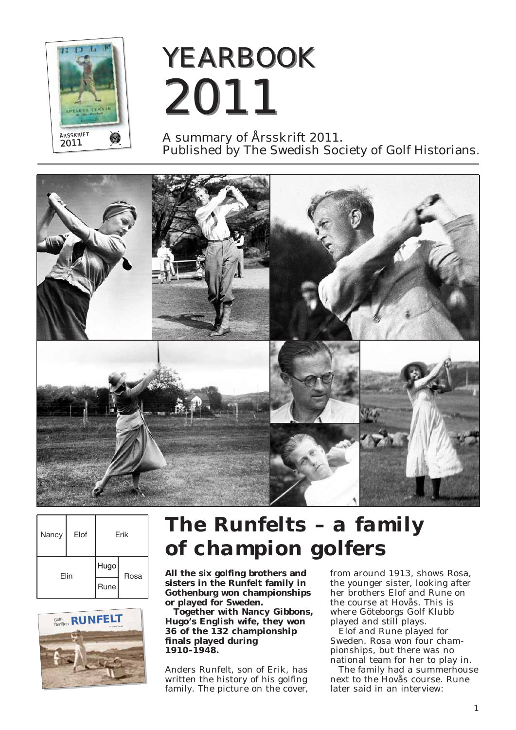# YEARBOOK 2011

A summary of Årsskrift 2011.
Published by The Swedish Society of Golf Historians.

| Nancy | Elof | Erik | |
|---|---|---|---|
| Elin | | Hugo | Rosa |
| | | Rune | |

## The Runfelts – a family of champion golfers

**All the six golfing brothers and sisters in the Runfelt family in Gothenburg won championships or played for Sweden.**

**Together with Nancy Gibbons, Hugo's English wife, they won 36 of the 132 championship finals played during 1910–1948.**

Anders Runfelt, son of Erik, has written the history of his golfing family. The picture on the cover, from around 1913, shows Rosa, the younger sister, looking after her brothers Elof and Rune on the course at Hovås. This is where Göteborgs Golf Klubb played and still plays.

Elof and Rune played for Sweden. Rosa won four championships, but there was no national team for her to play in.

The family had a summerhouse next to the Hovås course. Rune later said in an interview: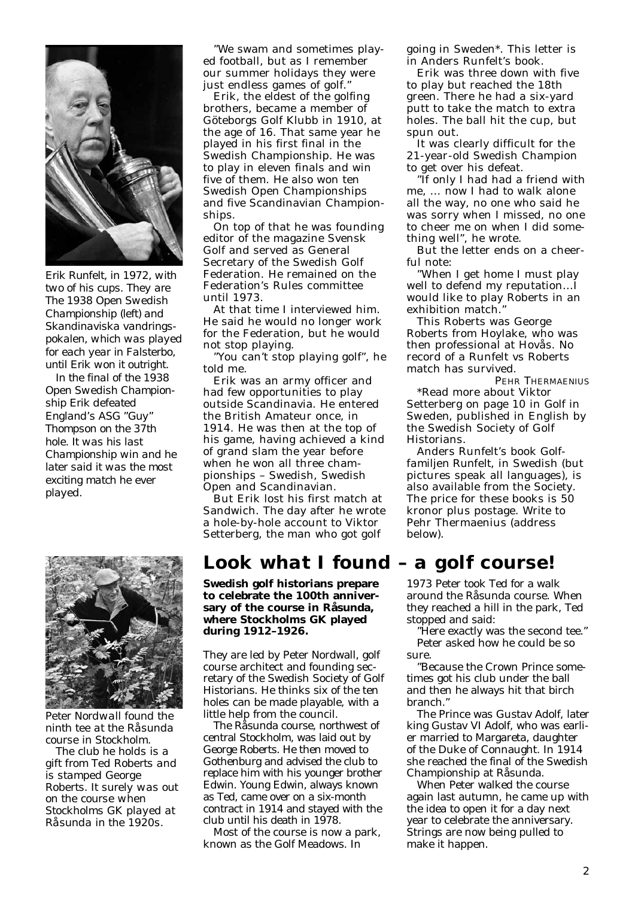Erik Runfelt, in 1972, with two of his cups. They are The 1938 Open Swedish Championship (left) and Skandinaviska vandringspokalen, which was played for each year in Falsterbo, until Erik won it outright.

In the final of the 1938 Open Swedish Championship Erik defeated England's ASG "Guy" Thompson on the 37th hole. It was his last Championship win and he later said it was the most exciting match he ever played.

"We swam and sometimes played football, but as I remember our summer holidays they were just endless games of golf."

Erik, the eldest of the golfing brothers, became a member of Göteborgs Golf Klubb in 1910, at the age of 16. That same year he played in his first final in the Swedish Championship. He was to play in eleven finals and win five of them. He also won ten Swedish Open Championships and five Scandinavian Championships.

On top of that he was founding editor of the magazine Svensk Golf and served as General Secretary of the Swedish Golf Federation. He remained on the Federation's Rules committee until 1973.

At that time I interviewed him. He said he would no longer work for the Federation, but he would not stop playing.

"You can't stop playing golf", he told me.

Erik was an army officer and had few opportunities to play outside Scandinavia. He entered the British Amateur once, in 1914. He was then at the top of his game, having achieved a kind of grand slam the year before when he won all three championships – Swedish, Swedish Open and Scandinavian.

But Erik lost his first match at Sandwich. The day after he wrote a hole-by-hole account to Viktor Setterberg, the man who got golf going in Sweden*. This letter is in Anders Runfelt's book.

Erik was three down with five to play but reached the 18th green. There he had a six-yard putt to take the match to extra holes. The ball hit the cup, but spun out.

It was clearly difficult for the 21-year-old Swedish Champion to get over his defeat.

"If only I had had a friend with me, ... now I had to walk alone all the way, no one who said he was sorry when I missed, no one to cheer me on when I did something well", he wrote.

But the letter ends on a cheerful note:

"When I get home I must play well to defend my reputation...I would like to play Roberts in an exhibition match."

This Roberts was George Roberts from Hoylake, who was then professional at Hovås. No record of a Runfelt vs Roberts match has survived.

PEHR THERMAENIUS

*Read more about Viktor Setterberg on page 10 in Golf in Sweden, published in English by the Swedish Society of Golf Historians.

Anders Runfelt's book Golffamiljen Runfelt, in Swedish (but pictures speak all languages), is also available from the Society. The price for these books is 50 kronor plus postage. Write to Pehr Thermaenius (address below).

# Look what I found – a golf course!

**Swedish golf historians prepare to celebrate the 100th anniversary of the course in Råsunda, where Stockholms GK played during 1912–1926.**

Peter Nordwall found the ninth tee at the Råsunda course in Stockholm.

The club he holds is a gift from Ted Roberts and is stamped George Roberts. It surely was out on the course when Stockholms GK played at Råsunda in the 1920s.

They are led by Peter Nordwall, golf course architect and founding secretary of the Swedish Society of Golf Historians. He thinks six of the ten holes can be made playable, with a little help from the council.

The Råsunda course, northwest of central Stockholm, was laid out by George Roberts. He then moved to Gothenburg and advised the club to replace him with his younger brother Edwin. Young Edwin, always known as Ted, came over on a six-month contract in 1914 and stayed with the club until his death in 1978.

Most of the course is now a park, known as the Golf Meadows. In 1973 Peter took Ted for a walk around the Råsunda course. When they reached a hill in the park, Ted stopped and said:

"Here exactly was the second tee."

Peter asked how he could be so sure.

"Because the Crown Prince sometimes got his club under the ball and then he always hit that birch branch."

The Prince was Gustav Adolf, later king Gustav VI Adolf, who was earlier married to Margareta, daughter of the Duke of Connaught. In 1914 she reached the final of the Swedish Championship at Råsunda.

When Peter walked the course again last autumn, he came up with the idea to open it for a day next year to celebrate the anniversary. Strings are now being pulled to make it happen.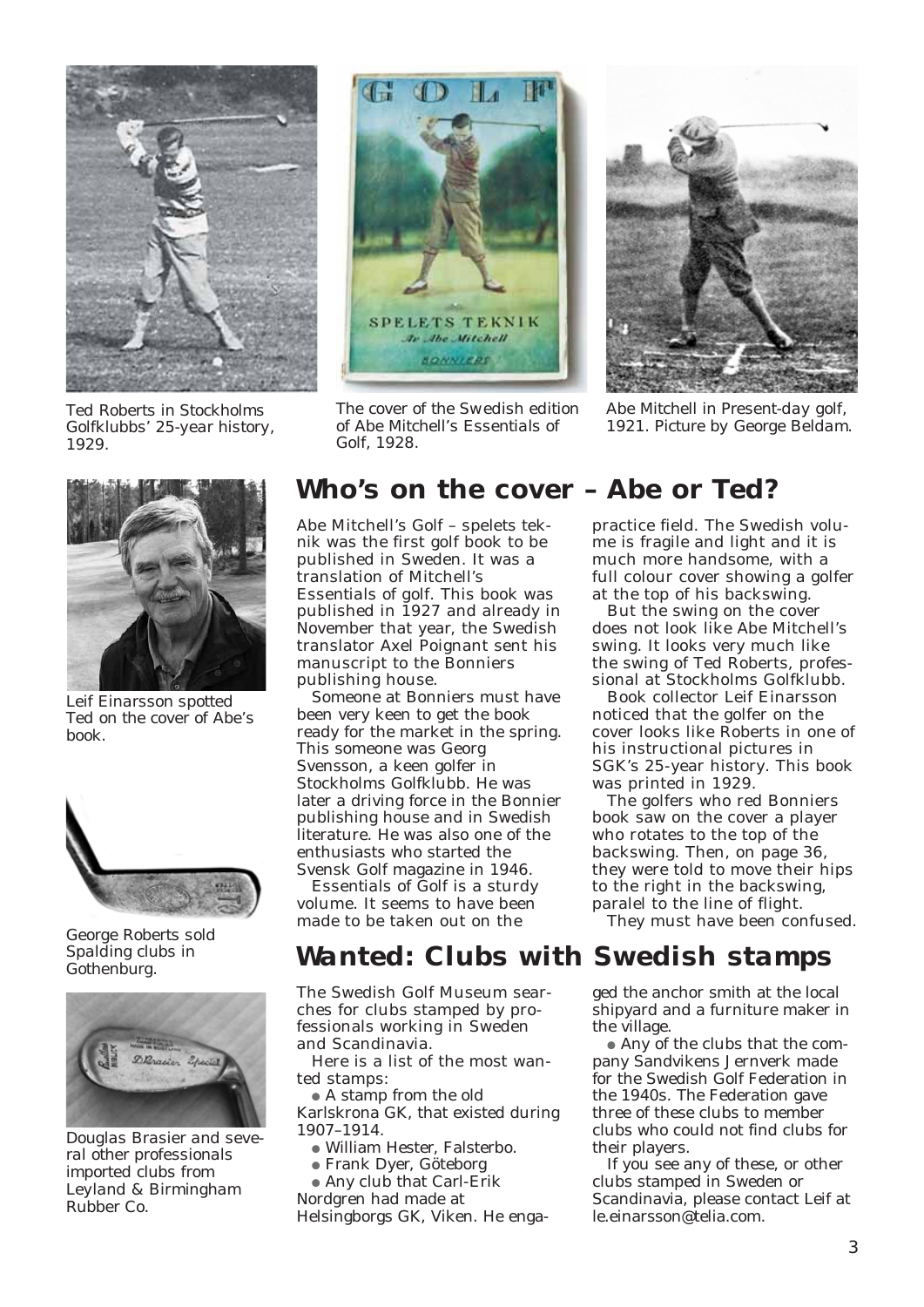Ted Roberts in Stockholms Golfklubbs' 25-year history, 1929.

The cover of the Swedish edition of Abe Mitchell's Essentials of Golf, 1928.

Abe Mitchell in Present-day golf, 1921. Picture by George Beldam.

Leif Einarsson spotted Ted on the cover of Abe's book.

George Roberts sold Spalding clubs in Gothenburg.

Douglas Brasier and several other professionals imported clubs from Leyland & Birmingham Rubber Co.

## Who's on the cover – Abe or Ted?

Abe Mitchell's Golf – spelets teknik was the first golf book to be published in Sweden. It was a translation of Mitchell's Essentials of golf. This book was published in 1927 and already in November that year, the Swedish translator Axel Poignant sent his manuscript to the Bonniers publishing house.

Someone at Bonniers must have been very keen to get the book ready for the market in the spring. This someone was Georg Svensson, a keen golfer in Stockholms Golfklubb. He was later a driving force in the Bonnier publishing house and in Swedish literature. He was also one of the enthusiasts who started the Svensk Golf magazine in 1946.

Essentials of Golf is a sturdy volume. It seems to have been made to be taken out on the practice field. The Swedish volume is fragile and light and it is much more handsome, with a full colour cover showing a golfer at the top of his backswing.

But the swing on the cover does not look like Abe Mitchell's swing. It looks very much like the swing of Ted Roberts, professional at Stockholms Golfklubb.

Book collector Leif Einarsson noticed that the golfer on the cover looks like Roberts in one of his instructional pictures in SGK's 25-year history. This book was printed in 1929.

The golfers who red Bonniers book saw on the cover a player who rotates to the top of the backswing. Then, on page 36, they were told to move their hips to the right in the backswing, paralel to the line of flight.

They must have been confused.

## Wanted: Clubs with Swedish stamps

The Swedish Golf Museum searches for clubs stamped by professionals working in Sweden and Scandinavia.

Here is a list of the most wanted stamps:

- A stamp from the old Karlskrona GK, that existed during 1907–1914.
- William Hester, Falsterbo.
- Frank Dyer, Göteborg
- Any club that Carl-Erik Nordgren had made at Helsingborgs GK, Viken. He engaged the anchor smith at the local shipyard and a furniture maker in the village.
- Any of the clubs that the company Sandvikens Jernverk made for the Swedish Golf Federation in the 1940s. The Federation gave three of these clubs to member clubs who could not find clubs for their players.

If you see any of these, or other clubs stamped in Sweden or Scandinavia, please contact Leif at le.einarsson@telia.com.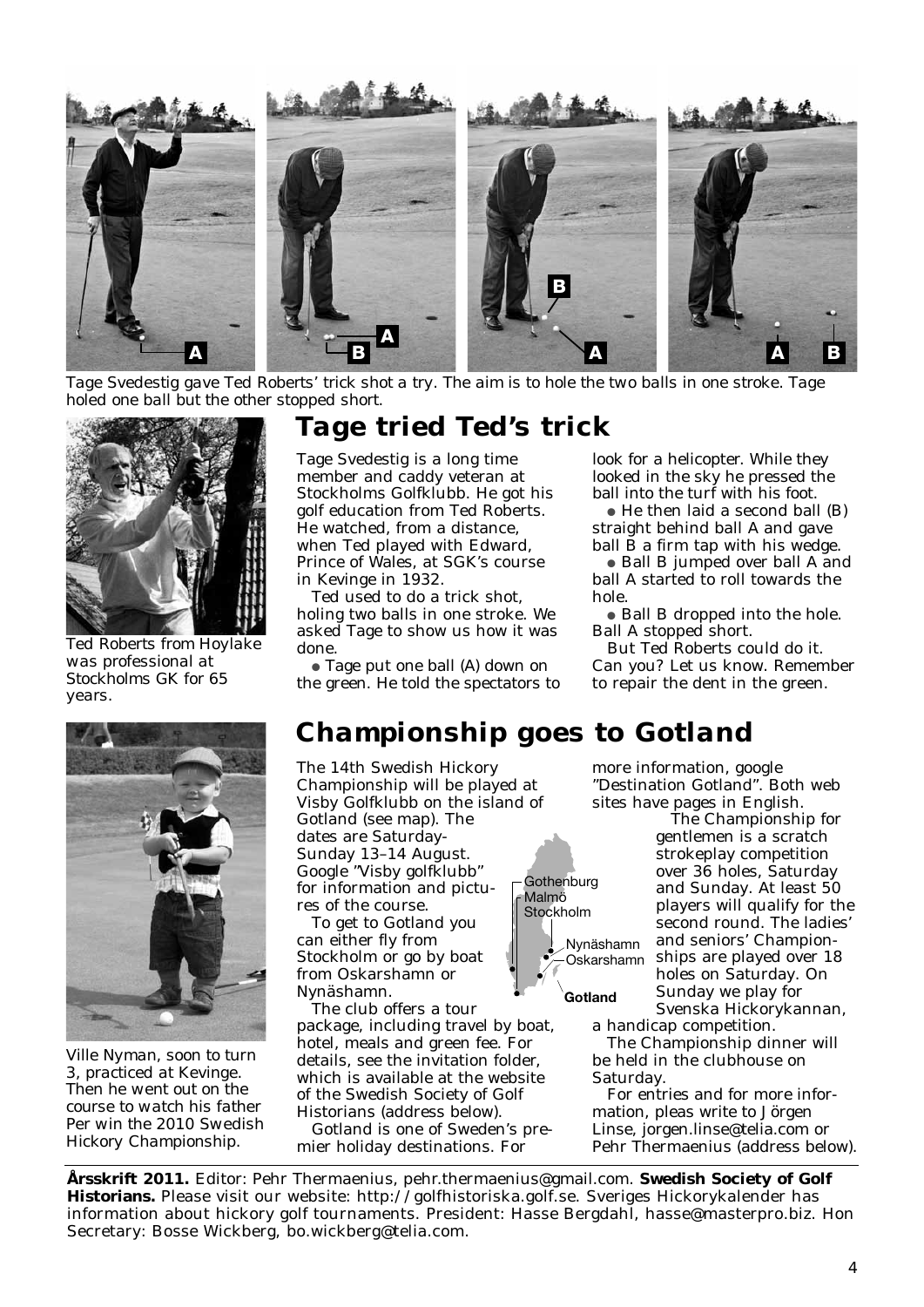Tage Svedestig gave Ted Roberts' trick shot a try. The aim is to hole the two balls in one stroke. Tage holed one ball but the other stopped short.

Ted Roberts from Hoylake was professional at Stockholms GK for 65 years.

## Tage tried Ted's trick

Tage Svedestig is a long time member and caddy veteran at Stockholms Golfklubb. He got his golf education from Ted Roberts. He watched, from a distance, when Ted played with Edward, Prince of Wales, at SGK's course in Kevinge in 1932.

Ted used to do a trick shot, holing two balls in one stroke. We asked Tage to show us how it was done.

- Tage put one ball (A) down on the green. He told the spectators to look for a helicopter. While they looked in the sky he pressed the ball into the turf with his foot.
- He then laid a second ball (B) straight behind ball A and gave ball B a firm tap with his wedge.
- Ball B jumped over ball A and ball A started to roll towards the hole.
- Ball B dropped into the hole. Ball A stopped short.

But Ted Roberts could do it. Can you? Let us know. Remember to repair the dent in the green.

Ville Nyman, soon to turn 3, practiced at Kevinge. Then he went out on the course to watch his father Per win the 2010 Swedish Hickory Championship.

## Championship goes to Gotland

The 14th Swedish Hickory Championship will be played at Visby Golfklubb on the island of Gotland (see map). The dates are Saturday-Sunday 13–14 August. Google "Visby golfklubb" for information and pictures of the course.

To get to Gotland you can either fly from Stockholm or go by boat from Oskarshamn or Nynäshamn.

The club offers a tour package, including travel by boat, hotel, meals and green fee. For details, see the invitation folder, which is available at the website of the Swedish Society of Golf Historians (address below).

Gotland is one of Sweden's premier holiday destinations. For more information, google "Destination Gotland". Both web sites have pages in English.

Gothenburg
Malmö
Stockholm
Nynäshamn
Oskarshamn
Gotland

The Championship for gentlemen is a scratch strokeplay competition over 36 holes, Saturday and Sunday. At least 50 players will qualify for the second round. The ladies' and seniors' Championships are played over 18 holes on Saturday. On Sunday we play for Svenska Hickorykannan, a handicap competition.

The Championship dinner will be held in the clubhouse on Saturday.

For entries and for more information, pleas write to Jörgen Linse, jorgen.linse@telia.com or Pehr Thermaenius (address below).

---

**Årsskrift 2011.** Editor: Pehr Thermaenius, pehr.thermaenius@gmail.com. **Swedish Society of Golf Historians.** Please visit our website: http://golfhistoriska.golf.se. Sveriges Hickorykalender has information about hickory golf tournaments. President: Hasse Bergdahl, hasse@masterpro.biz. Hon Secretary: Bosse Wickberg, bo.wickberg@telia.com.